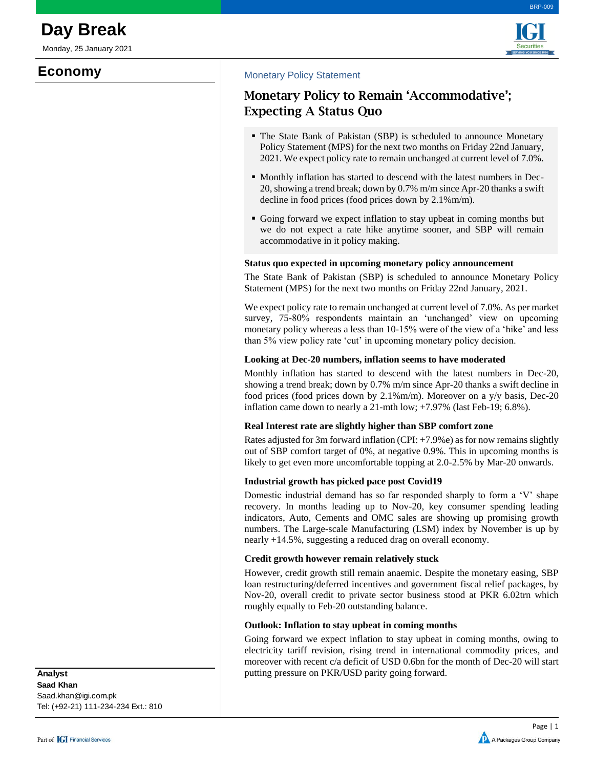# Day Break

Monday, 25 January 2021

## Economy

Monetary Policy Statement

### Monetary Policy to Remain 'Accommodative'; Expecting A Status Quo

- The State Bank of Pakistan (SBP) is scheduled to announce Monetary Policy Statement (MPS) for the next two months on Friday 22nd January, 2021. We expect policy rate to remain unchanged at current level of 7.0%.
- Monthly inflation has started to descend with the latest numbers in Dec-20, showing a trend break; down by 0.7% m/m since Apr-20 thanks a swift decline in food prices (food prices down by 2.1%m/m).
- Going forward we expect inflation to stay upbeat in coming months but we do not expect a rate hike anytime sooner, and SBP will remain accommodative in it policy making.

**Status quo expected in upcoming monetary policy announcement**

The State Bank of Pakistan (SBP) is scheduled to announce Monetary Policy Statement (MPS) for the next two months on Friday 22nd January, 2021.

We expect policy rate to remain unchanged at current level of 7.0%. As per market survey, 75-80% respondents maintain an 'unchanged' view on upcoming monetary policy whereas a less than 10-15% were of the view of a 'hike' and less than 5% view policy rate 'cut' in upcoming monetary policy decision.

**Looking at Dec-20 numbers, inflation seems to have moderated**

Monthly inflation has started to descend with the latest numbers in Dec-20, showing a trend break; down by 0.7% m/m since Apr-20 thanks a swift decline in food prices (food prices down by 2.1%m/m). Moreover on a y/y basis, Dec-20 inflation came down to nearly a 21-mth low; +7.97% (last Feb-19; 6.8%).

**Real Interest rate are slightly higher than SBP comfort zone**

Rates adjusted for 3m forward inflation (CPI: +7.9%e) as for now remains slightly out of SBP comfort target of 0%, at negative 0.9%. This in upcoming months is likely to get even more uncomfortable topping at 2.0-2.5% by Mar-20 onwards.

**Industrial growth has picked pace post Covid19**

Domestic industrial demand has so far responded sharply to form a 'V' shape recovery. In months leading up to Nov-20, key consumer spending leading indicators, Auto, Cements and OMC sales are showing up promising growth numbers. The Large-scale Manufacturing (LSM) index by November is up by nearly +14.5%, suggesting a reduced drag on overall economy.

**Credit growth however remain relatively stuck**

However, credit growth still remain anaemic. Despite the monetary easing, SBP loan restructuring/deferred incentives and government fiscal relief packages, by Nov-20, overall credit to private sector business stood at PKR 6.02trn which roughly equally to Feb-20 outstanding balance.

**Outlook: Inflation to stay upbeat in coming months**

Going forward we expect inflation to stay upbeat in coming months, owing to electricity tariff revision, rising trend in international commodity prices, and moreover with recent c/a deficit of USD 0.6bn for the month of Dec-20 will start putting pressure on PKR/USD parity going forward.

**Analyst**
**Saad Khan**
Saad.khan@igi.com.pk
Tel: (+92-21) 111-234-234 Ext.: 810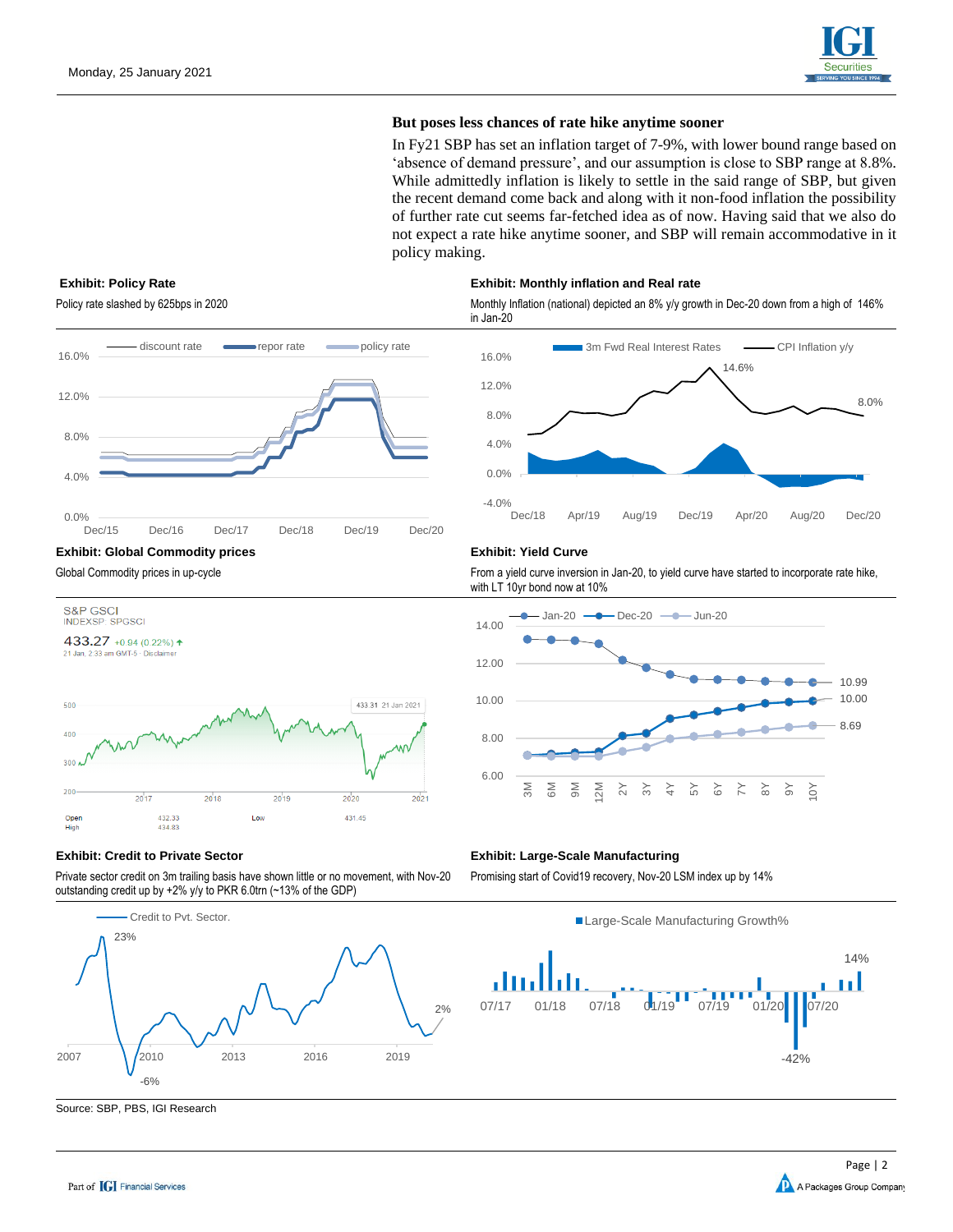### But poses less chances of rate hike anytime sooner

In Fy21 SBP has set an inflation target of 7-9%, with lower bound range based on 'absence of demand pressure', and our assumption is close to SBP range at 8.8%. While admittedly inflation is likely to settle in the said range of SBP, but given the recent demand come back and along with it non-food inflation the possibility of further rate cut seems far-fetched idea as of now. Having said that we also do not expect a rate hike anytime sooner, and SBP will remain accommodative in it policy making.

**Exhibit: Policy Rate**

Policy rate slashed by 625bps in 2020

**Exhibit: Monthly inflation and Real rate**

Monthly Inflation (national) depicted an 8% y/y growth in Dec-20 down from a high of 146% in Jan-20

**Exhibit: Global Commodity prices**

Global Commodity prices in up-cycle

**Exhibit: Yield Curve**

From a yield curve inversion in Jan-20, to yield curve have started to incorporate rate hike, with LT 10yr bond now at 10%

**Exhibit: Credit to Private Sector**

Private sector credit on 3m trailing basis have shown little or no movement, with Nov-20 outstanding credit up by +2% y/y to PKR 6.0trn (~13% of the GDP)

**Exhibit: Large-Scale Manufacturing**

Promising start of Covid19 recovery, Nov-20 LSM index up by 14%

Source: SBP, PBS, IGI Research